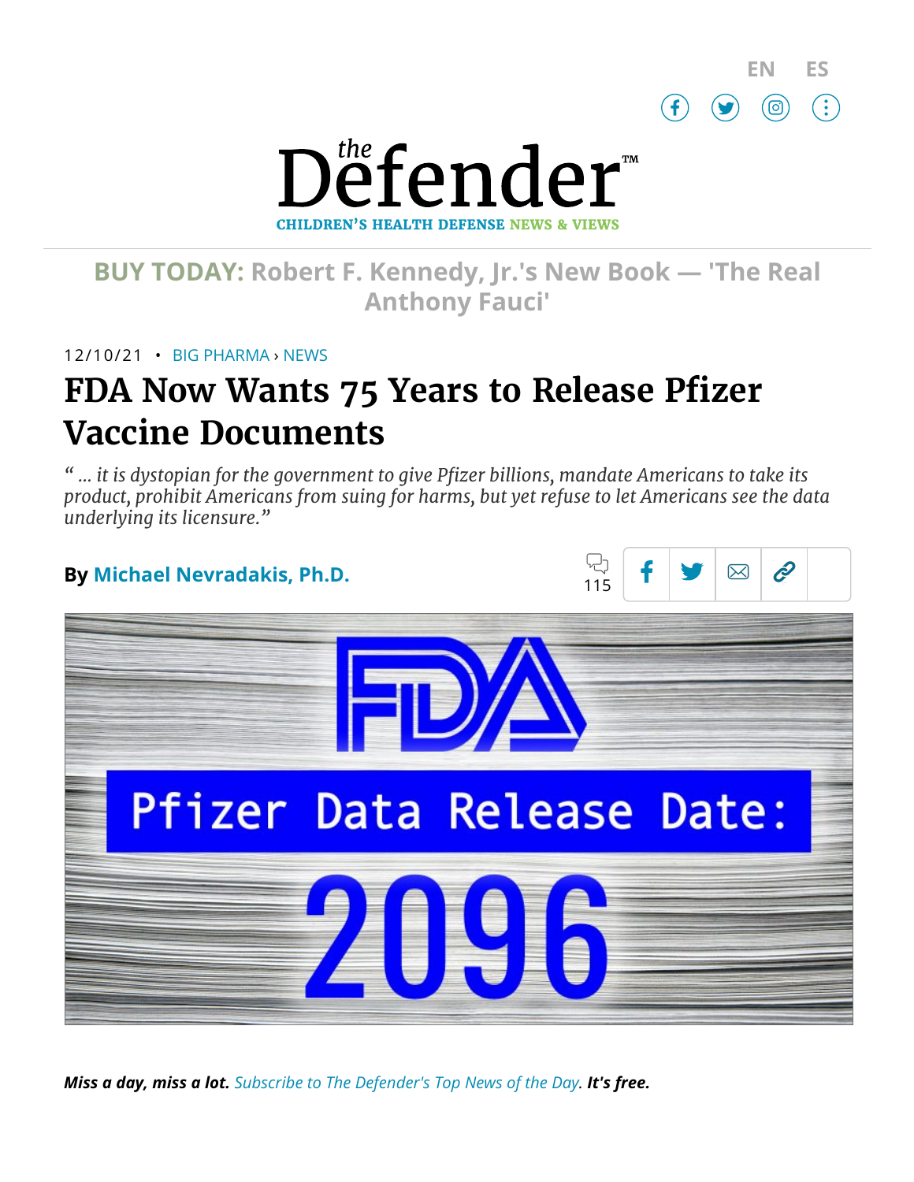EN ES

# the Defender™

CHILDREN'S HEALTH DEFENSE NEWS & VIEWS

**BUY TODAY: Robert F. Kennedy, Jr.'s New Book — 'The Real Anthony Fauci'**

12/10/21 • BIG PHARMA › NEWS

# FDA Now Wants 75 Years to Release Pfizer Vaccine Documents

*" ... it is dystopian for the government to give Pfizer billions, mandate Americans to take its product, prohibit Americans from suing for harms, but yet refuse to let Americans see the data underlying its licensure."*

**By Michael Nevradakis, Ph.D.**

115

FDA

Pfizer Data Release Date:

2096

***Miss a day, miss a lot.*** *Subscribe to The Defender's Top News of the Day.* ***It's free.***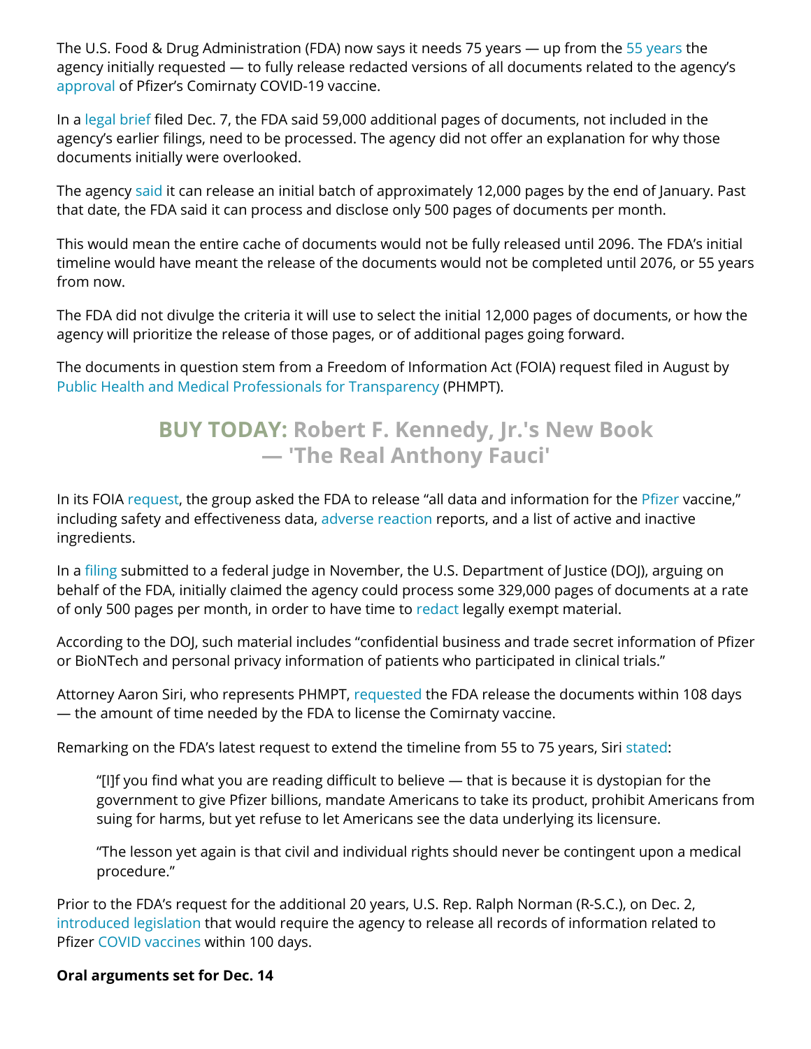The U.S. Food & Drug Administration (FDA) now says it needs 75 years — up from the 55 years the agency initially requested — to fully release redacted versions of all documents related to the agency's approval of Pfizer's Comirnaty COVID-19 vaccine.

In a legal brief filed Dec. 7, the FDA said 59,000 additional pages of documents, not included in the agency's earlier filings, need to be processed. The agency did not offer an explanation for why those documents initially were overlooked.

The agency said it can release an initial batch of approximately 12,000 pages by the end of January. Past that date, the FDA said it can process and disclose only 500 pages of documents per month.

This would mean the entire cache of documents would not be fully released until 2096. The FDA's initial timeline would have meant the release of the documents would not be completed until 2076, or 55 years from now.

The FDA did not divulge the criteria it will use to select the initial 12,000 pages of documents, or how the agency will prioritize the release of those pages, or of additional pages going forward.

The documents in question stem from a Freedom of Information Act (FOIA) request filed in August by Public Health and Medical Professionals for Transparency (PHMPT).

**BUY TODAY: Robert F. Kennedy, Jr.'s New Book — 'The Real Anthony Fauci'**

In its FOIA request, the group asked the FDA to release "all data and information for the Pfizer vaccine," including safety and effectiveness data, adverse reaction reports, and a list of active and inactive ingredients.

In a filing submitted to a federal judge in November, the U.S. Department of Justice (DOJ), arguing on behalf of the FDA, initially claimed the agency could process some 329,000 pages of documents at a rate of only 500 pages per month, in order to have time to redact legally exempt material.

According to the DOJ, such material includes "confidential business and trade secret information of Pfizer or BioNTech and personal privacy information of patients who participated in clinical trials."

Attorney Aaron Siri, who represents PHMPT, requested the FDA release the documents within 108 days — the amount of time needed by the FDA to license the Comirnaty vaccine.

Remarking on the FDA's latest request to extend the timeline from 55 to 75 years, Siri stated:

> "[I]f you find what you are reading difficult to believe — that is because it is dystopian for the government to give Pfizer billions, mandate Americans to take its product, prohibit Americans from suing for harms, but yet refuse to let Americans see the data underlying its licensure.
>
> "The lesson yet again is that civil and individual rights should never be contingent upon a medical procedure."

Prior to the FDA's request for the additional 20 years, U.S. Rep. Ralph Norman (R-S.C.), on Dec. 2, introduced legislation that would require the agency to release all records of information related to Pfizer COVID vaccines within 100 days.

**Oral arguments set for Dec. 14**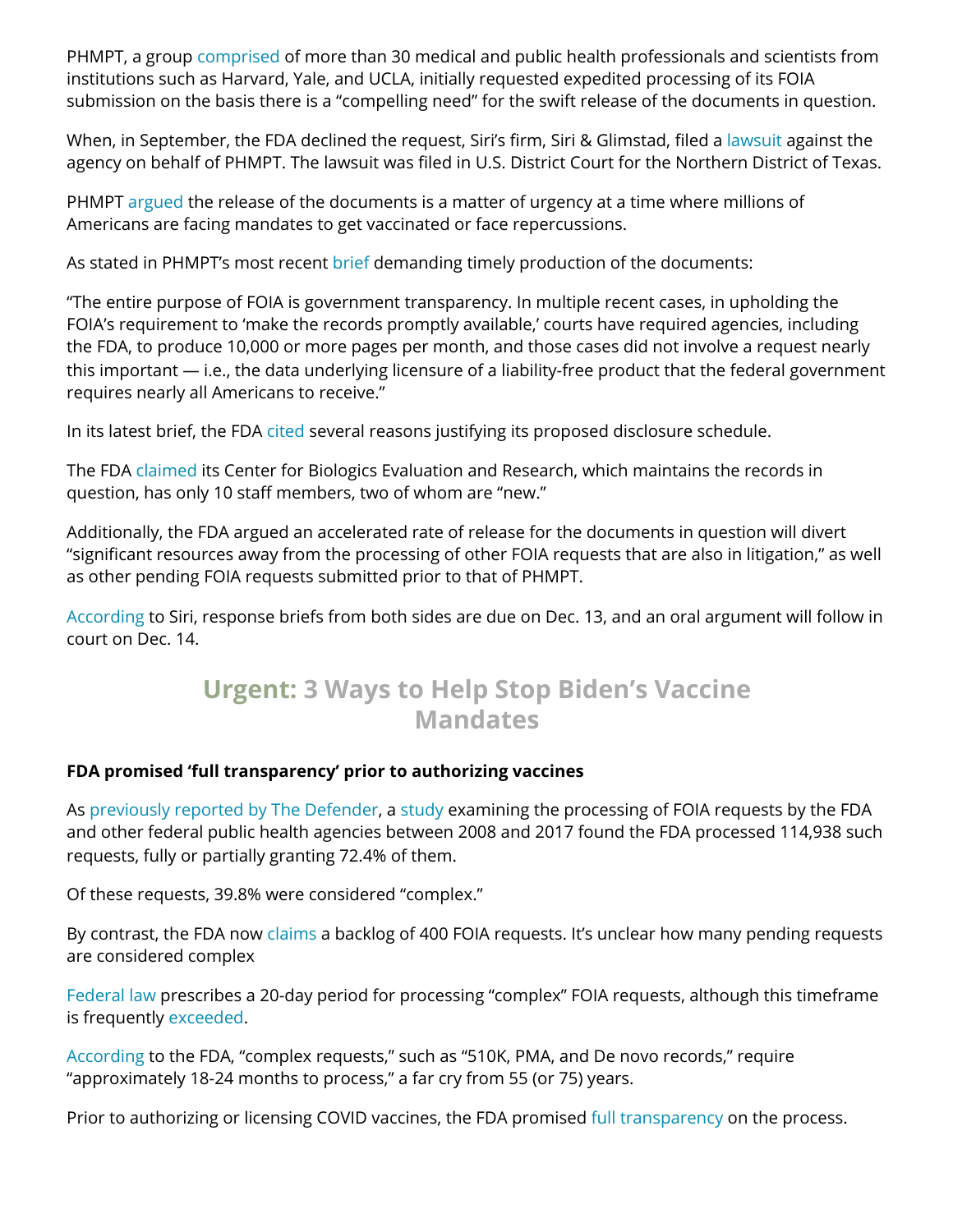PHMPT, a group comprised of more than 30 medical and public health professionals and scientists from institutions such as Harvard, Yale, and UCLA, initially requested expedited processing of its FOIA submission on the basis there is a "compelling need" for the swift release of the documents in question.

When, in September, the FDA declined the request, Siri's firm, Siri & Glimstad, filed a lawsuit against the agency on behalf of PHMPT. The lawsuit was filed in U.S. District Court for the Northern District of Texas.

PHMPT argued the release of the documents is a matter of urgency at a time where millions of Americans are facing mandates to get vaccinated or face repercussions.

As stated in PHMPT's most recent brief demanding timely production of the documents:

"The entire purpose of FOIA is government transparency. In multiple recent cases, in upholding the FOIA's requirement to 'make the records promptly available,' courts have required agencies, including the FDA, to produce 10,000 or more pages per month, and those cases did not involve a request nearly this important — i.e., the data underlying licensure of a liability-free product that the federal government requires nearly all Americans to receive."

In its latest brief, the FDA cited several reasons justifying its proposed disclosure schedule.

The FDA claimed its Center for Biologics Evaluation and Research, which maintains the records in question, has only 10 staff members, two of whom are "new."

Additionally, the FDA argued an accelerated rate of release for the documents in question will divert "significant resources away from the processing of other FOIA requests that are also in litigation," as well as other pending FOIA requests submitted prior to that of PHMPT.

According to Siri, response briefs from both sides are due on Dec. 13, and an oral argument will follow in court on Dec. 14.

## Urgent: 3 Ways to Help Stop Biden's Vaccine Mandates

**FDA promised 'full transparency' prior to authorizing vaccines**

As previously reported by The Defender, a study examining the processing of FOIA requests by the FDA and other federal public health agencies between 2008 and 2017 found the FDA processed 114,938 such requests, fully or partially granting 72.4% of them.

Of these requests, 39.8% were considered "complex."

By contrast, the FDA now claims a backlog of 400 FOIA requests. It's unclear how many pending requests are considered complex

Federal law prescribes a 20-day period for processing "complex" FOIA requests, although this timeframe is frequently exceeded.

According to the FDA, "complex requests," such as "510K, PMA, and De novo records," require "approximately 18-24 months to process," a far cry from 55 (or 75) years.

Prior to authorizing or licensing COVID vaccines, the FDA promised full transparency on the process.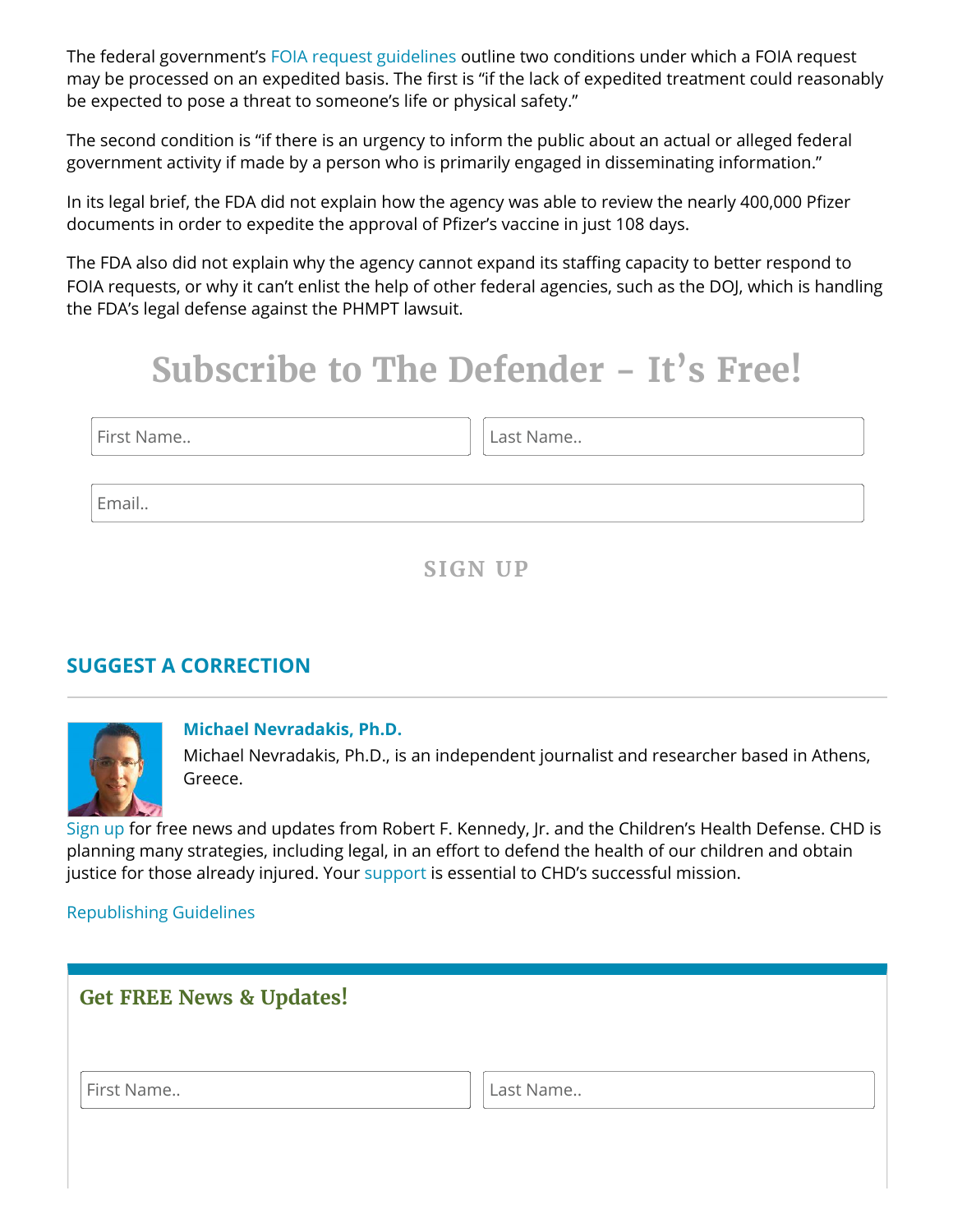The federal government's FOIA request guidelines outline two conditions under which a FOIA request may be processed on an expedited basis. The first is "if the lack of expedited treatment could reasonably be expected to pose a threat to someone's life or physical safety."

The second condition is "if there is an urgency to inform the public about an actual or alleged federal government activity if made by a person who is primarily engaged in disseminating information."

In its legal brief, the FDA did not explain how the agency was able to review the nearly 400,000 Pfizer documents in order to expedite the approval of Pfizer's vaccine in just 108 days.

The FDA also did not explain why the agency cannot expand its staffing capacity to better respond to FOIA requests, or why it can't enlist the help of other federal agencies, such as the DOJ, which is handling the FDA's legal defense against the PHMPT lawsuit.

## Subscribe to The Defender – It's Free!

First Name..

Last Name..

Email..

SIGN UP

### SUGGEST A CORRECTION

**Michael Nevradakis, Ph.D.**

Michael Nevradakis, Ph.D., is an independent journalist and researcher based in Athens, Greece.

Sign up for free news and updates from Robert F. Kennedy, Jr. and the Children's Health Defense. CHD is planning many strategies, including legal, in an effort to defend the health of our children and obtain justice for those already injured. Your support is essential to CHD's successful mission.

Republishing Guidelines

### Get FREE News & Updates!

First Name..

Last Name..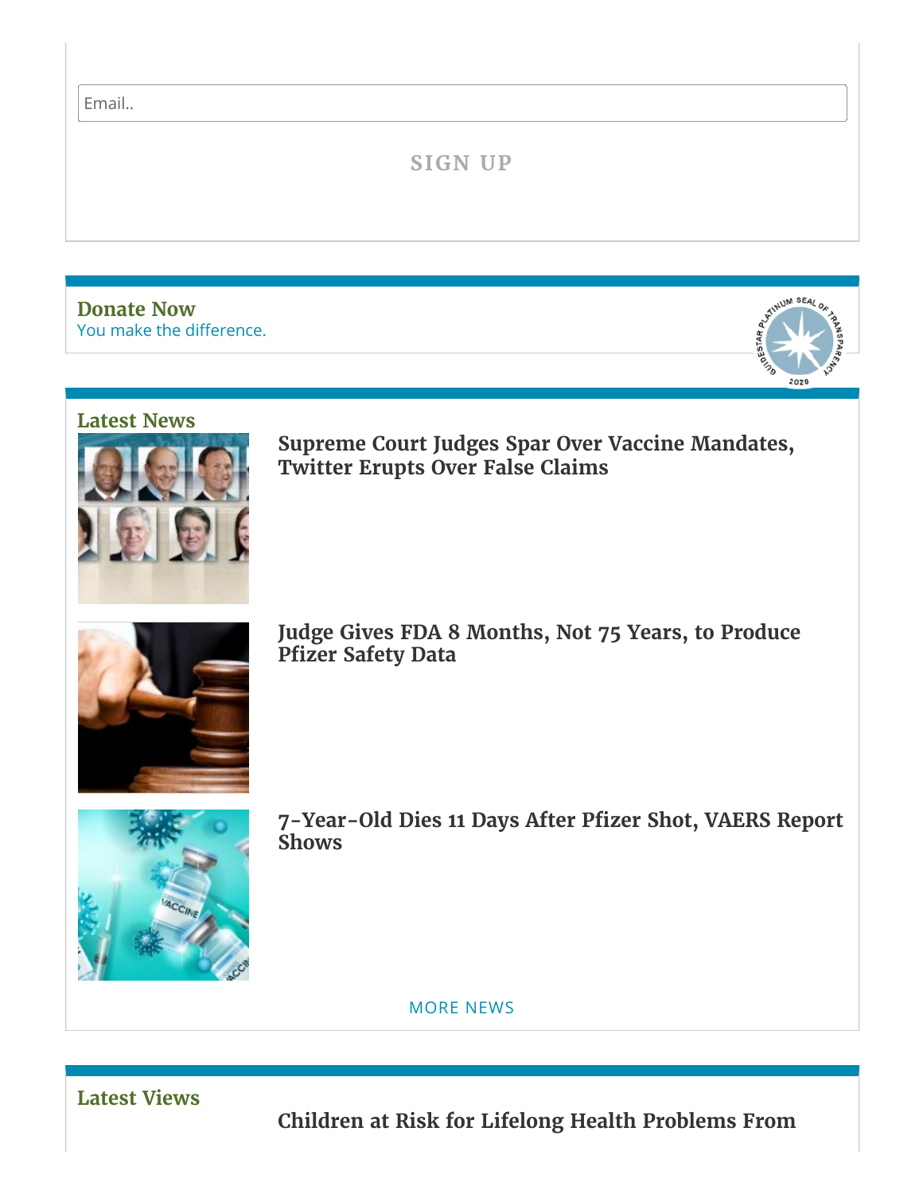Email..

SIGN UP

## Donate Now

You make the difference.

## Latest News

### Supreme Court Judges Spar Over Vaccine Mandates, Twitter Erupts Over False Claims

### Judge Gives FDA 8 Months, Not 75 Years, to Produce Pfizer Safety Data

### 7-Year-Old Dies 11 Days After Pfizer Shot, VAERS Report Shows

MORE NEWS

## Latest Views

### Children at Risk for Lifelong Health Problems From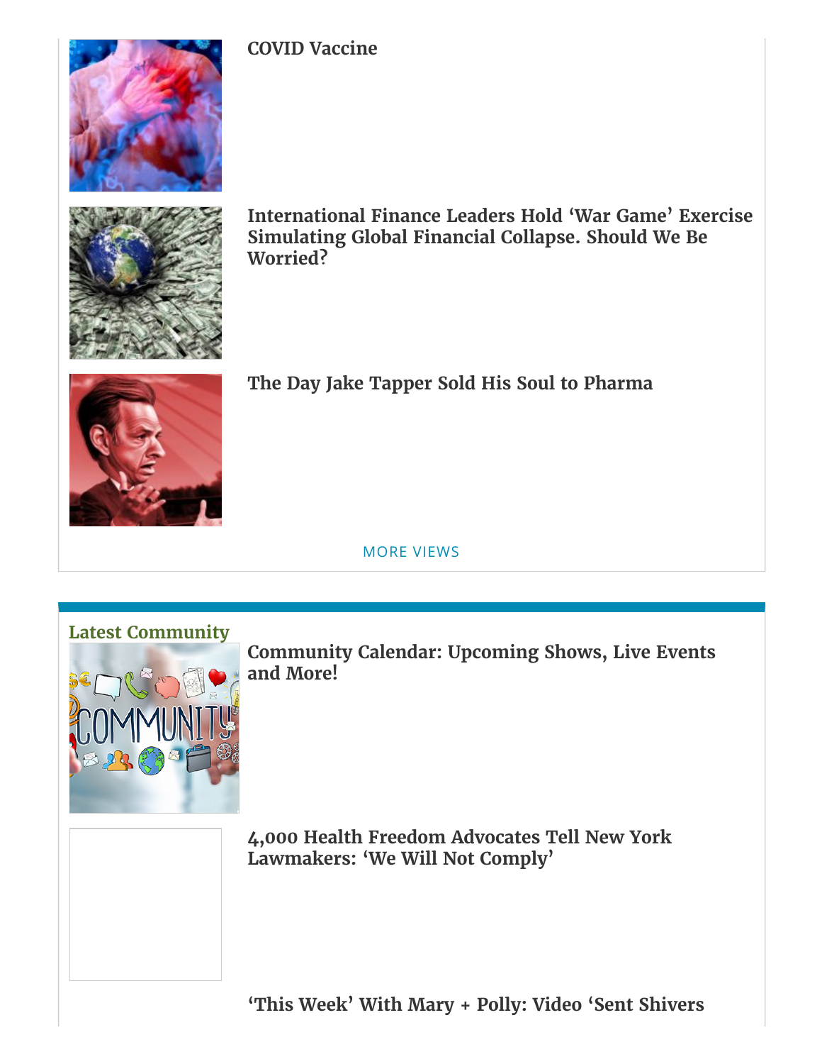### COVID Vaccine

### International Finance Leaders Hold ‘War Game’ Exercise Simulating Global Financial Collapse. Should We Be Worried?

### The Day Jake Tapper Sold His Soul to Pharma

MORE VIEWS

## Latest Community

### Community Calendar: Upcoming Shows, Live Events and More!

### 4,000 Health Freedom Advocates Tell New York Lawmakers: ‘We Will Not Comply’

### ‘This Week’ With Mary + Polly: Video ‘Sent Shivers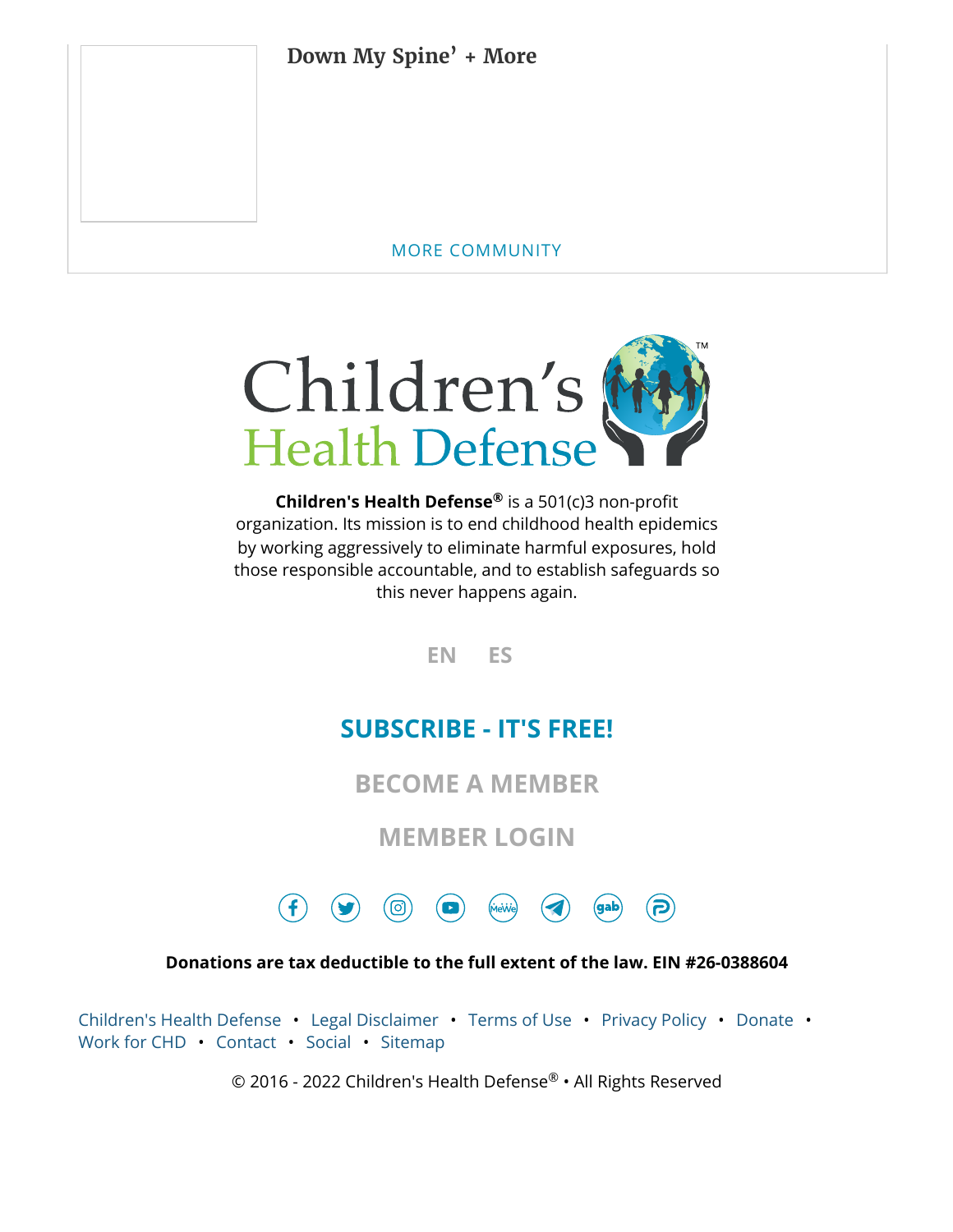Down My Spine' + More

MORE COMMUNITY

Children's Health Defense

**Children's Health Defense®** is a 501(c)3 non-profit organization. Its mission is to end childhood health epidemics by working aggressively to eliminate harmful exposures, hold those responsible accountable, and to establish safeguards so this never happens again.

EN ES

**SUBSCRIBE - IT'S FREE!**

**BECOME A MEMBER**

**MEMBER LOGIN**

**Donations are tax deductible to the full extent of the law. EIN #26-0388604**

Children's Health Defense • Legal Disclaimer • Terms of Use • Privacy Policy • Donate • Work for CHD • Contact • Social • Sitemap

© 2016 - 2022 Children's Health Defense® • All Rights Reserved